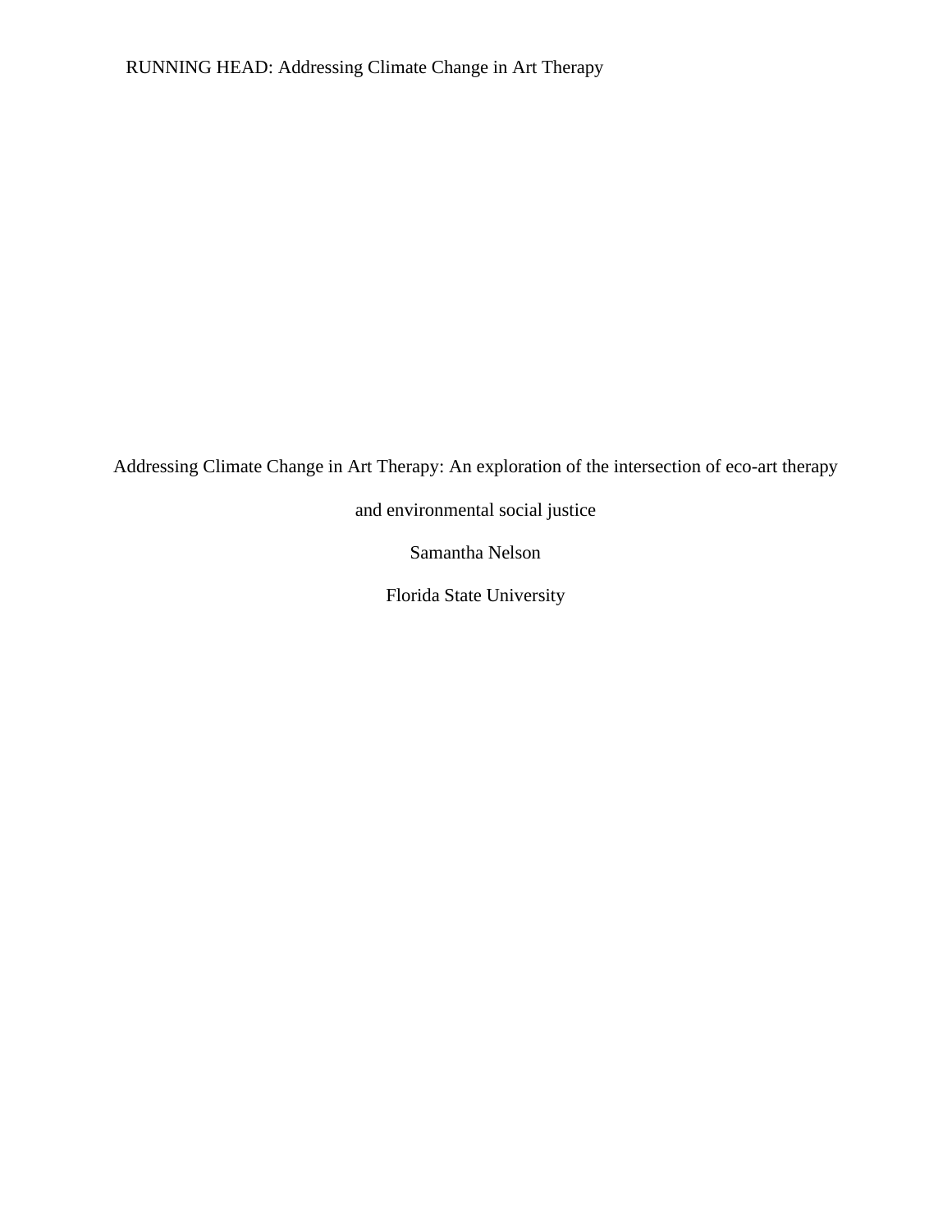Addressing Climate Change in Art Therapy: An exploration of the intersection of eco-art therapy and environmental social justice

Samantha Nelson

Florida State University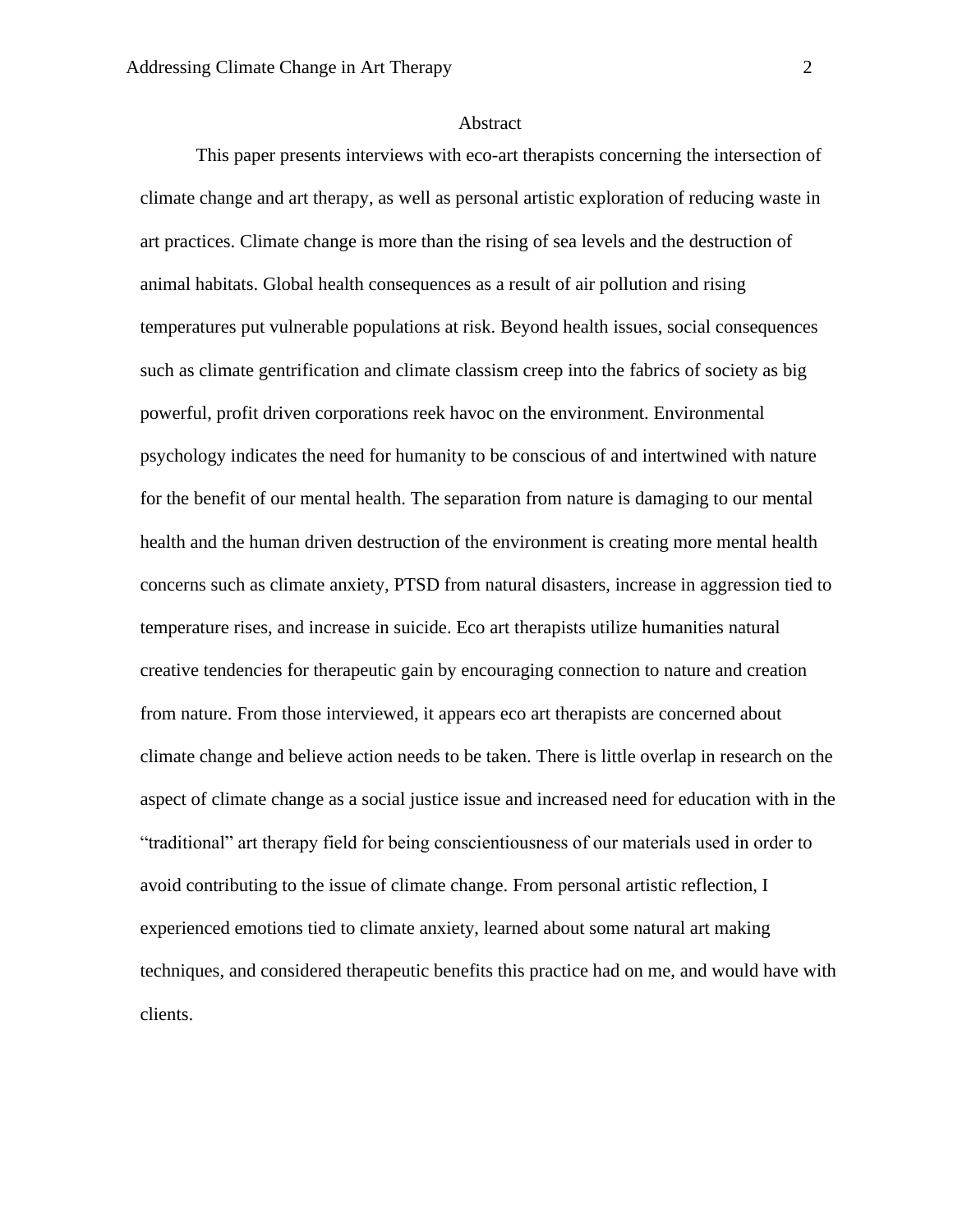# Abstract

This paper presents interviews with eco-art therapists concerning the intersection of climate change and art therapy, as well as personal artistic exploration of reducing waste in art practices. Climate change is more than the rising of sea levels and the destruction of animal habitats. Global health consequences as a result of air pollution and rising temperatures put vulnerable populations at risk. Beyond health issues, social consequences such as climate gentrification and climate classism creep into the fabrics of society as big powerful, profit driven corporations reek havoc on the environment. Environmental psychology indicates the need for humanity to be conscious of and intertwined with nature for the benefit of our mental health. The separation from nature is damaging to our mental health and the human driven destruction of the environment is creating more mental health concerns such as climate anxiety, PTSD from natural disasters, increase in aggression tied to temperature rises, and increase in suicide. Eco art therapists utilize humanities natural creative tendencies for therapeutic gain by encouraging connection to nature and creation from nature. From those interviewed, it appears eco art therapists are concerned about climate change and believe action needs to be taken. There is little overlap in research on the aspect of climate change as a social justice issue and increased need for education with in the "traditional" art therapy field for being conscientiousness of our materials used in order to avoid contributing to the issue of climate change. From personal artistic reflection, I experienced emotions tied to climate anxiety, learned about some natural art making techniques, and considered therapeutic benefits this practice had on me, and would have with clients.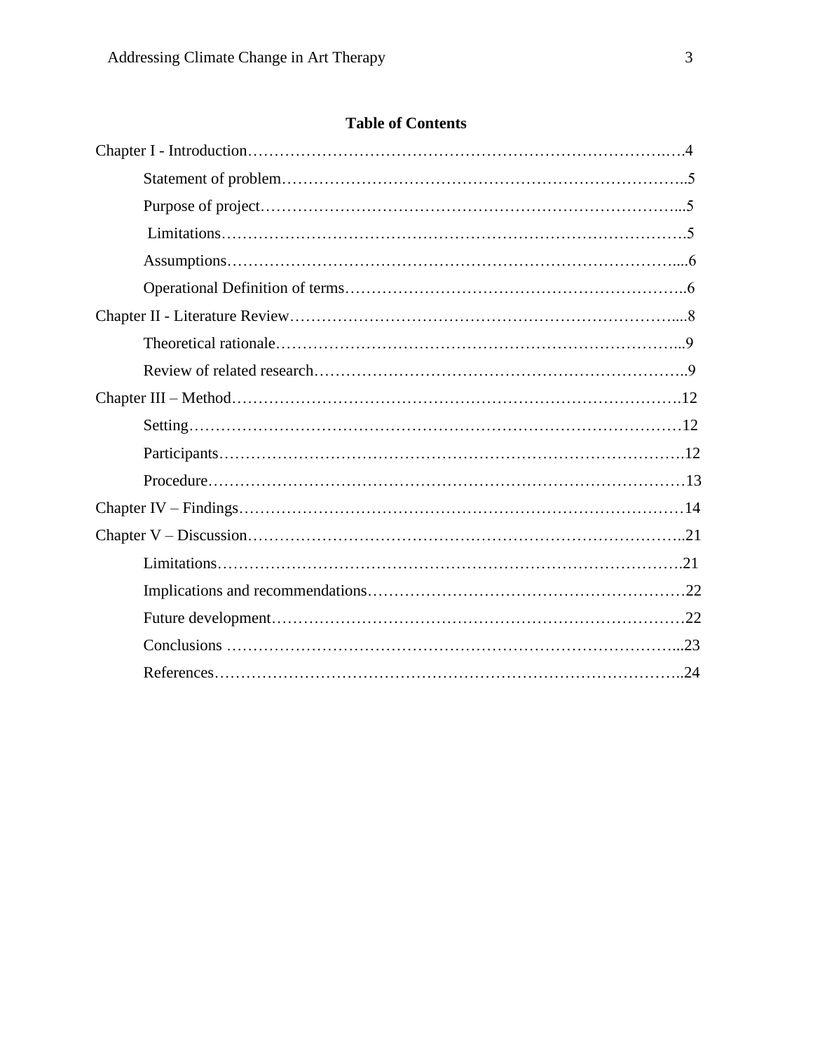# Table of Contents

Chapter I - Introduction……………………………………………………………………….….4

Statement of problem…………………………………………………………………..5

Purpose of project……………………………………………………………………...5

Limitations……………………………………………………………………………….5

Assumptions………………………………………………………………………....6

Operational Definition of terms………………………………………………………..6

Chapter II - Literature Review……………………………………………………………….....8

Theoretical rationale…………………………………………………………………...9

Review of related research……………………………………………………………..9

Chapter III – Method………………………………………………………………………….12

Setting…………………………………………………………………………………12

Participants…………………………………………………………………………….12

Procedure……………………………………………………………………………13

Chapter IV – Findings…………………………………………………………………………14

Chapter V – Discussion………………………………………………………………………..21

Limitations…………………………………………………………………………….21

Implications and recommendations……………………………………………………22

Future development……………………………………………………………………22

Conclusions …………………………………………………………………………...23

References……………………………………………………………………………..24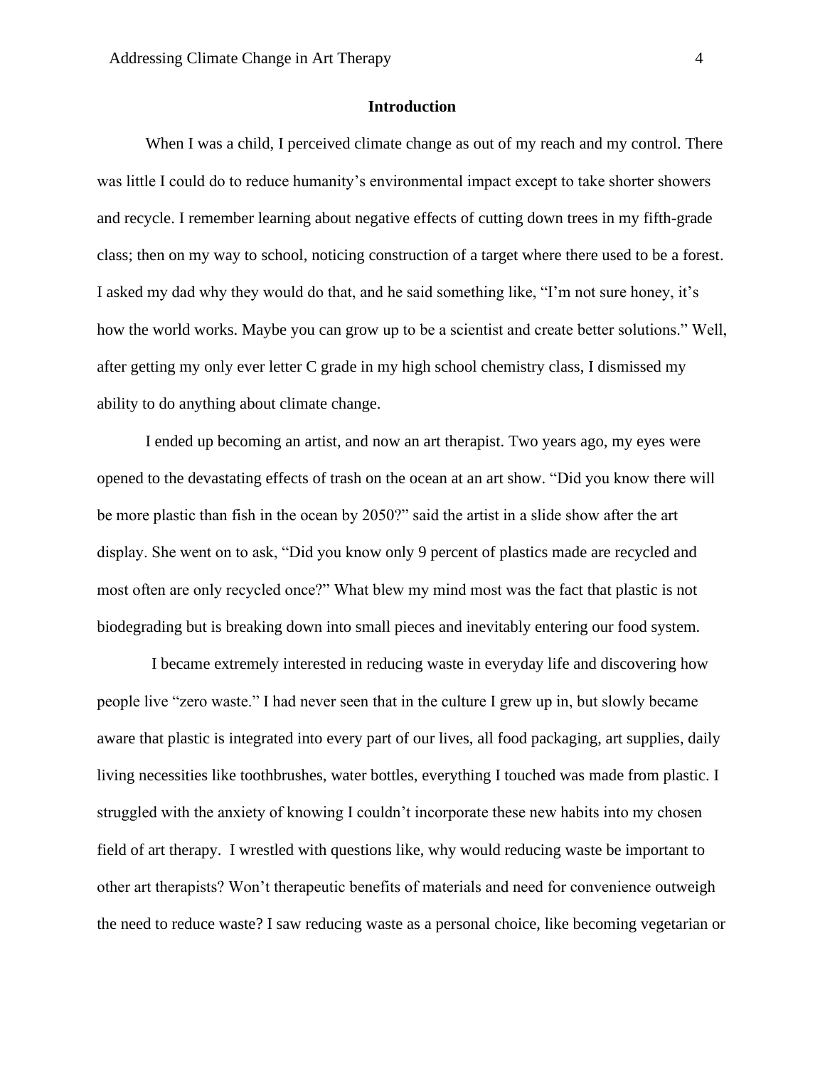# Introduction

When I was a child, I perceived climate change as out of my reach and my control. There was little I could do to reduce humanity's environmental impact except to take shorter showers and recycle. I remember learning about negative effects of cutting down trees in my fifth-grade class; then on my way to school, noticing construction of a target where there used to be a forest. I asked my dad why they would do that, and he said something like, "I'm not sure honey, it's how the world works. Maybe you can grow up to be a scientist and create better solutions." Well, after getting my only ever letter C grade in my high school chemistry class, I dismissed my ability to do anything about climate change.

I ended up becoming an artist, and now an art therapist. Two years ago, my eyes were opened to the devastating effects of trash on the ocean at an art show. "Did you know there will be more plastic than fish in the ocean by 2050?" said the artist in a slide show after the art display. She went on to ask, "Did you know only 9 percent of plastics made are recycled and most often are only recycled once?" What blew my mind most was the fact that plastic is not biodegrading but is breaking down into small pieces and inevitably entering our food system.

I became extremely interested in reducing waste in everyday life and discovering how people live "zero waste." I had never seen that in the culture I grew up in, but slowly became aware that plastic is integrated into every part of our lives, all food packaging, art supplies, daily living necessities like toothbrushes, water bottles, everything I touched was made from plastic. I struggled with the anxiety of knowing I couldn't incorporate these new habits into my chosen field of art therapy. I wrestled with questions like, why would reducing waste be important to other art therapists? Won't therapeutic benefits of materials and need for convenience outweigh the need to reduce waste? I saw reducing waste as a personal choice, like becoming vegetarian or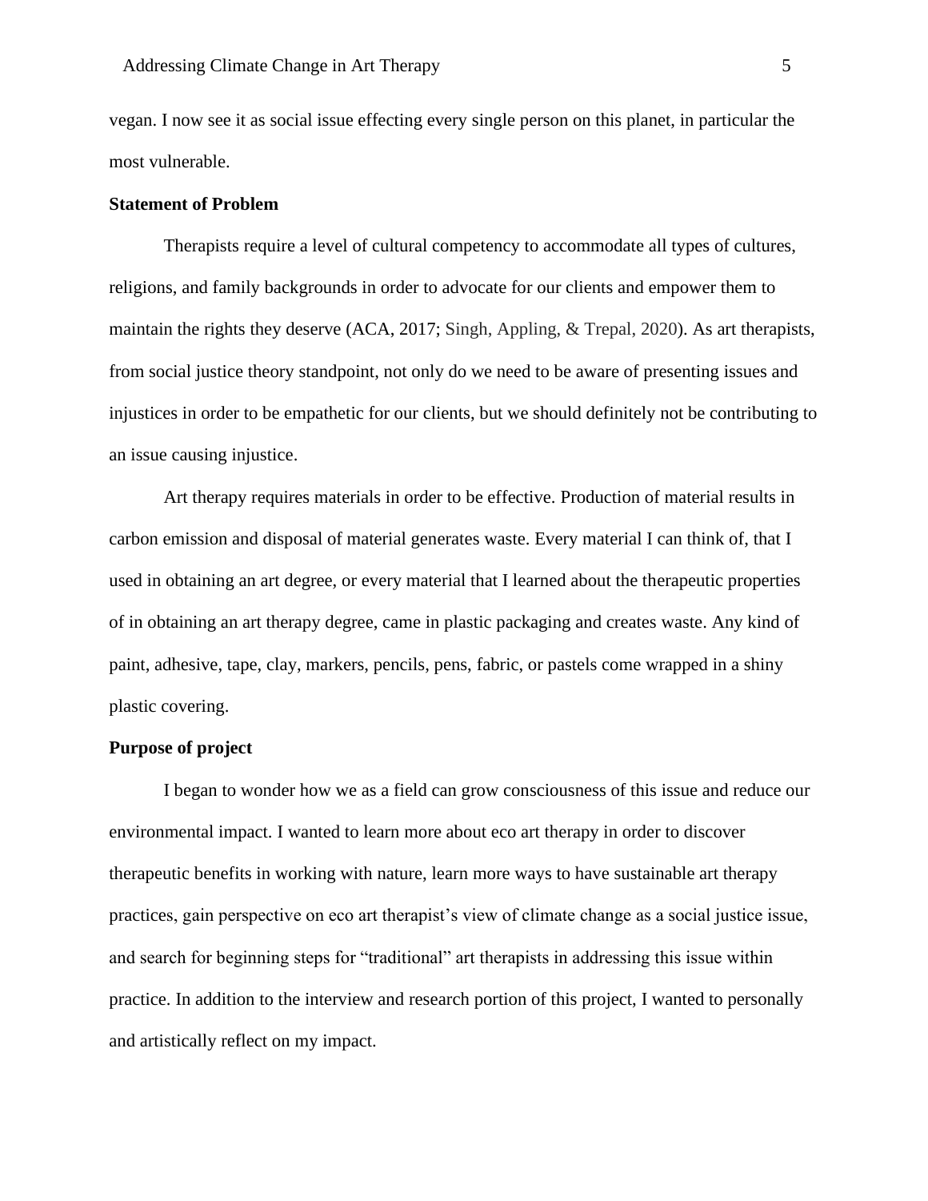vegan. I now see it as social issue effecting every single person on this planet, in particular the most vulnerable.

**Statement of Problem**

Therapists require a level of cultural competency to accommodate all types of cultures, religions, and family backgrounds in order to advocate for our clients and empower them to maintain the rights they deserve (ACA, 2017; Singh, Appling, & Trepal, 2020). As art therapists, from social justice theory standpoint, not only do we need to be aware of presenting issues and injustices in order to be empathetic for our clients, but we should definitely not be contributing to an issue causing injustice.

Art therapy requires materials in order to be effective. Production of material results in carbon emission and disposal of material generates waste. Every material I can think of, that I used in obtaining an art degree, or every material that I learned about the therapeutic properties of in obtaining an art therapy degree, came in plastic packaging and creates waste. Any kind of paint, adhesive, tape, clay, markers, pencils, pens, fabric, or pastels come wrapped in a shiny plastic covering.

**Purpose of project**

I began to wonder how we as a field can grow consciousness of this issue and reduce our environmental impact. I wanted to learn more about eco art therapy in order to discover therapeutic benefits in working with nature, learn more ways to have sustainable art therapy practices, gain perspective on eco art therapist's view of climate change as a social justice issue, and search for beginning steps for "traditional" art therapists in addressing this issue within practice. In addition to the interview and research portion of this project, I wanted to personally and artistically reflect on my impact.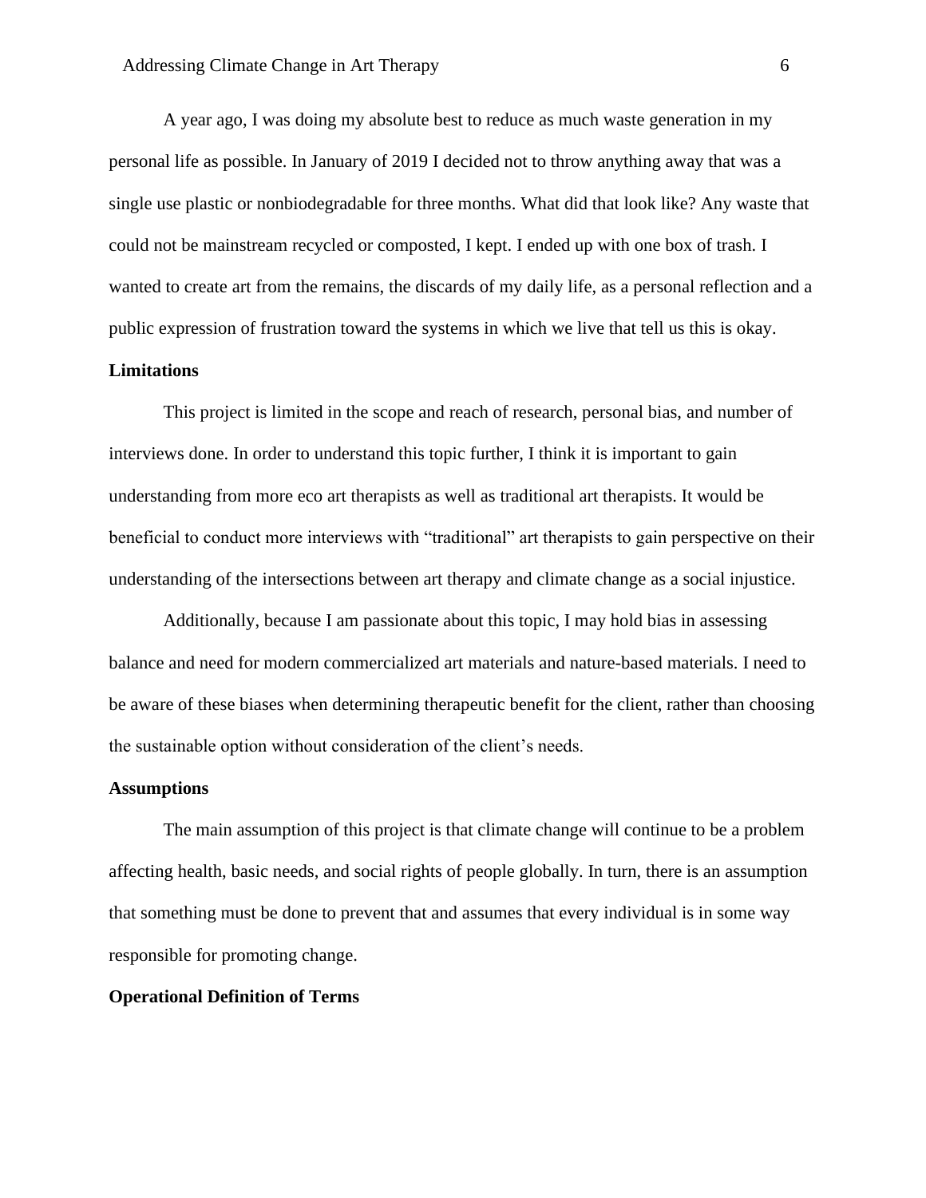A year ago, I was doing my absolute best to reduce as much waste generation in my personal life as possible. In January of 2019 I decided not to throw anything away that was a single use plastic or nonbiodegradable for three months. What did that look like? Any waste that could not be mainstream recycled or composted, I kept. I ended up with one box of trash. I wanted to create art from the remains, the discards of my daily life, as a personal reflection and a public expression of frustration toward the systems in which we live that tell us this is okay.

**Limitations**

This project is limited in the scope and reach of research, personal bias, and number of interviews done. In order to understand this topic further, I think it is important to gain understanding from more eco art therapists as well as traditional art therapists. It would be beneficial to conduct more interviews with "traditional" art therapists to gain perspective on their understanding of the intersections between art therapy and climate change as a social injustice.

Additionally, because I am passionate about this topic, I may hold bias in assessing balance and need for modern commercialized art materials and nature-based materials. I need to be aware of these biases when determining therapeutic benefit for the client, rather than choosing the sustainable option without consideration of the client's needs.

**Assumptions**

The main assumption of this project is that climate change will continue to be a problem affecting health, basic needs, and social rights of people globally. In turn, there is an assumption that something must be done to prevent that and assumes that every individual is in some way responsible for promoting change.

**Operational Definition of Terms**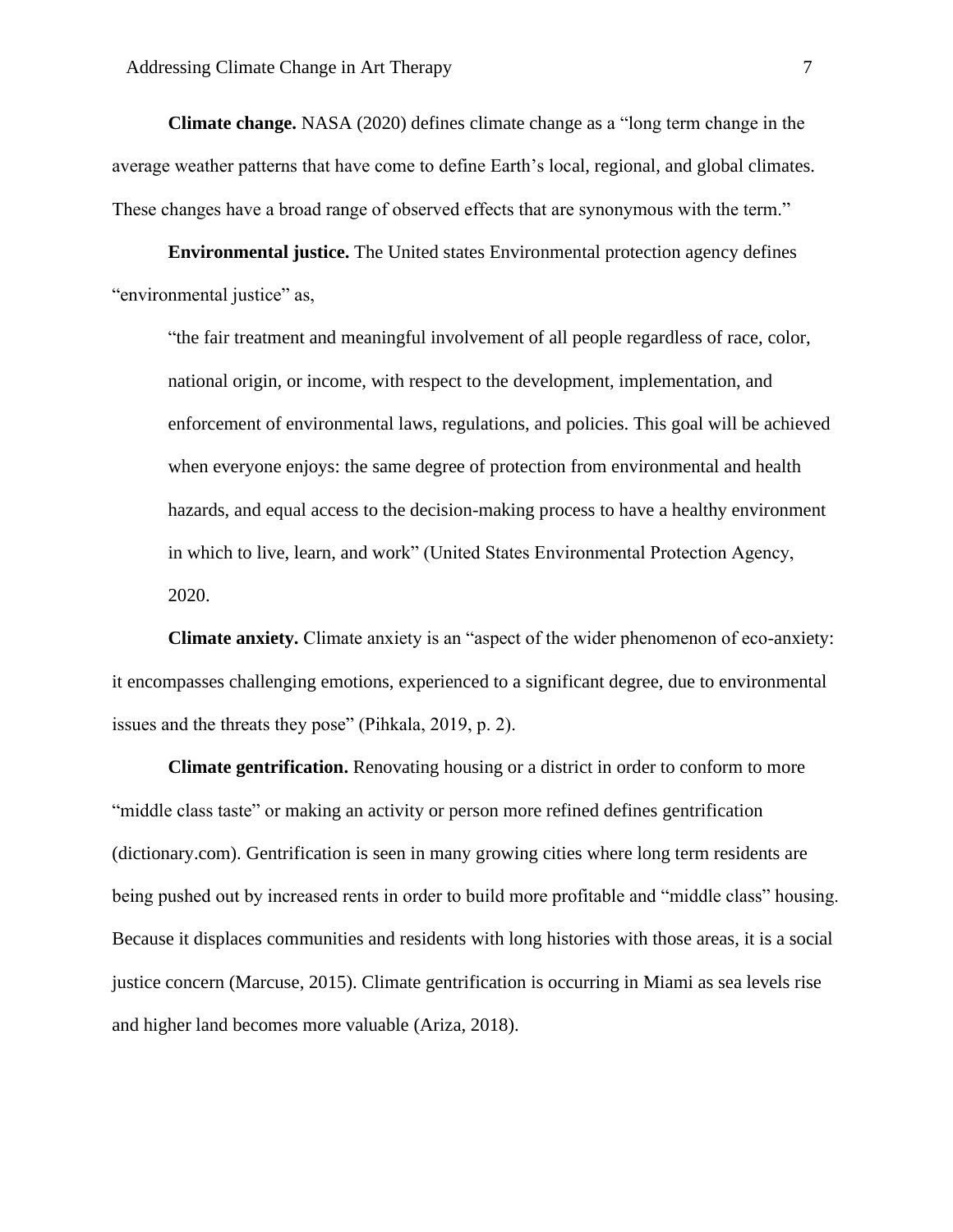**Climate change.** NASA (2020) defines climate change as a "long term change in the average weather patterns that have come to define Earth's local, regional, and global climates. These changes have a broad range of observed effects that are synonymous with the term."

**Environmental justice.** The United states Environmental protection agency defines "environmental justice" as,

> "the fair treatment and meaningful involvement of all people regardless of race, color, national origin, or income, with respect to the development, implementation, and enforcement of environmental laws, regulations, and policies. This goal will be achieved when everyone enjoys: the same degree of protection from environmental and health hazards, and equal access to the decision-making process to have a healthy environment in which to live, learn, and work" (United States Environmental Protection Agency, 2020.

**Climate anxiety.** Climate anxiety is an "aspect of the wider phenomenon of eco-anxiety: it encompasses challenging emotions, experienced to a significant degree, due to environmental issues and the threats they pose" (Pihkala, 2019, p. 2).

**Climate gentrification.** Renovating housing or a district in order to conform to more "middle class taste" or making an activity or person more refined defines gentrification (dictionary.com). Gentrification is seen in many growing cities where long term residents are being pushed out by increased rents in order to build more profitable and "middle class" housing. Because it displaces communities and residents with long histories with those areas, it is a social justice concern (Marcuse, 2015). Climate gentrification is occurring in Miami as sea levels rise and higher land becomes more valuable (Ariza, 2018).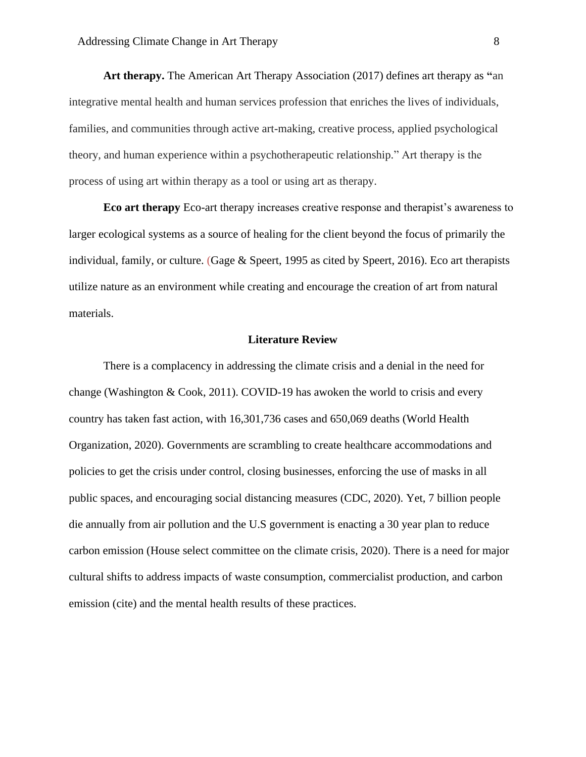**Art therapy.** The American Art Therapy Association (2017) defines art therapy as "an integrative mental health and human services profession that enriches the lives of individuals, families, and communities through active art-making, creative process, applied psychological theory, and human experience within a psychotherapeutic relationship." Art therapy is the process of using art within therapy as a tool or using art as therapy.

**Eco art therapy** Eco-art therapy increases creative response and therapist's awareness to larger ecological systems as a source of healing for the client beyond the focus of primarily the individual, family, or culture. (Gage & Speert, 1995 as cited by Speert, 2016). Eco art therapists utilize nature as an environment while creating and encourage the creation of art from natural materials.

## Literature Review

There is a complacency in addressing the climate crisis and a denial in the need for change (Washington & Cook, 2011). COVID-19 has awoken the world to crisis and every country has taken fast action, with 16,301,736 cases and 650,069 deaths (World Health Organization, 2020). Governments are scrambling to create healthcare accommodations and policies to get the crisis under control, closing businesses, enforcing the use of masks in all public spaces, and encouraging social distancing measures (CDC, 2020). Yet, 7 billion people die annually from air pollution and the U.S government is enacting a 30 year plan to reduce carbon emission (House select committee on the climate crisis, 2020). There is a need for major cultural shifts to address impacts of waste consumption, commercialist production, and carbon emission (cite) and the mental health results of these practices.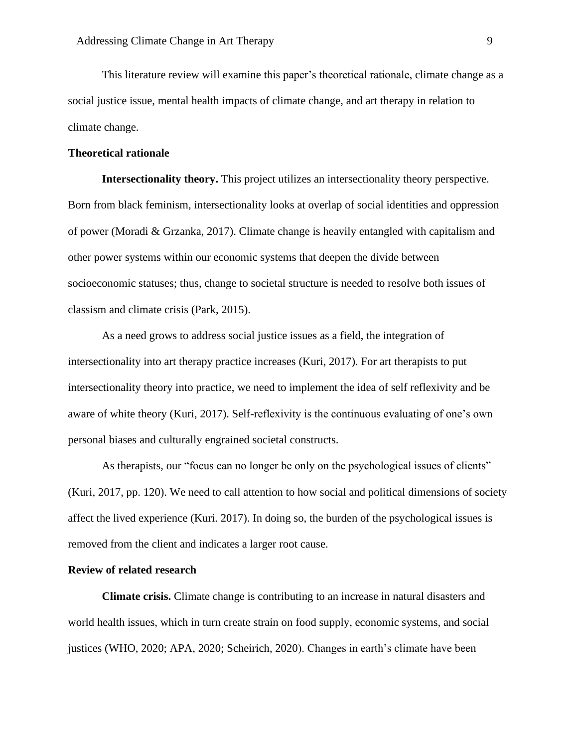This literature review will examine this paper's theoretical rationale, climate change as a social justice issue, mental health impacts of climate change, and art therapy in relation to climate change.

## Theoretical rationale

**Intersectionality theory.** This project utilizes an intersectionality theory perspective. Born from black feminism, intersectionality looks at overlap of social identities and oppression of power (Moradi & Grzanka, 2017). Climate change is heavily entangled with capitalism and other power systems within our economic systems that deepen the divide between socioeconomic statuses; thus, change to societal structure is needed to resolve both issues of classism and climate crisis (Park, 2015).

As a need grows to address social justice issues as a field, the integration of intersectionality into art therapy practice increases (Kuri, 2017). For art therapists to put intersectionality theory into practice, we need to implement the idea of self reflexivity and be aware of white theory (Kuri, 2017). Self-reflexivity is the continuous evaluating of one's own personal biases and culturally engrained societal constructs.

As therapists, our "focus can no longer be only on the psychological issues of clients" (Kuri, 2017, pp. 120). We need to call attention to how social and political dimensions of society affect the lived experience (Kuri. 2017). In doing so, the burden of the psychological issues is removed from the client and indicates a larger root cause.

## Review of related research

**Climate crisis.** Climate change is contributing to an increase in natural disasters and world health issues, which in turn create strain on food supply, economic systems, and social justices (WHO, 2020; APA, 2020; Scheirich, 2020). Changes in earth's climate have been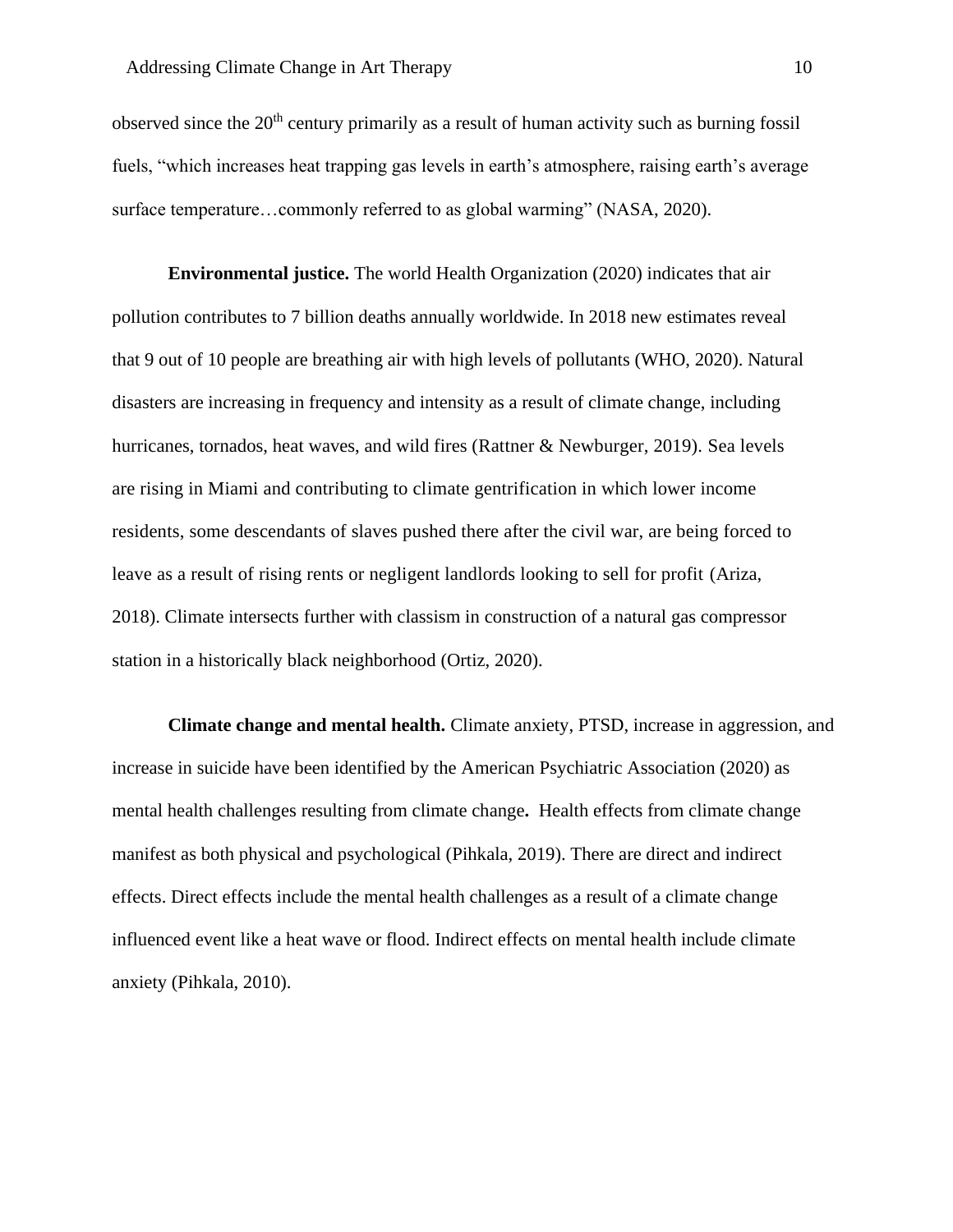observed since the 20th century primarily as a result of human activity such as burning fossil fuels, "which increases heat trapping gas levels in earth's atmosphere, raising earth's average surface temperature…commonly referred to as global warming" (NASA, 2020).

**Environmental justice.** The world Health Organization (2020) indicates that air pollution contributes to 7 billion deaths annually worldwide. In 2018 new estimates reveal that 9 out of 10 people are breathing air with high levels of pollutants (WHO, 2020). Natural disasters are increasing in frequency and intensity as a result of climate change, including hurricanes, tornados, heat waves, and wild fires (Rattner & Newburger, 2019). Sea levels are rising in Miami and contributing to climate gentrification in which lower income residents, some descendants of slaves pushed there after the civil war, are being forced to leave as a result of rising rents or negligent landlords looking to sell for profit (Ariza, 2018). Climate intersects further with classism in construction of a natural gas compressor station in a historically black neighborhood (Ortiz, 2020).

**Climate change and mental health.** Climate anxiety, PTSD, increase in aggression, and increase in suicide have been identified by the American Psychiatric Association (2020) as mental health challenges resulting from climate change**.** Health effects from climate change manifest as both physical and psychological (Pihkala, 2019). There are direct and indirect effects. Direct effects include the mental health challenges as a result of a climate change influenced event like a heat wave or flood. Indirect effects on mental health include climate anxiety (Pihkala, 2010).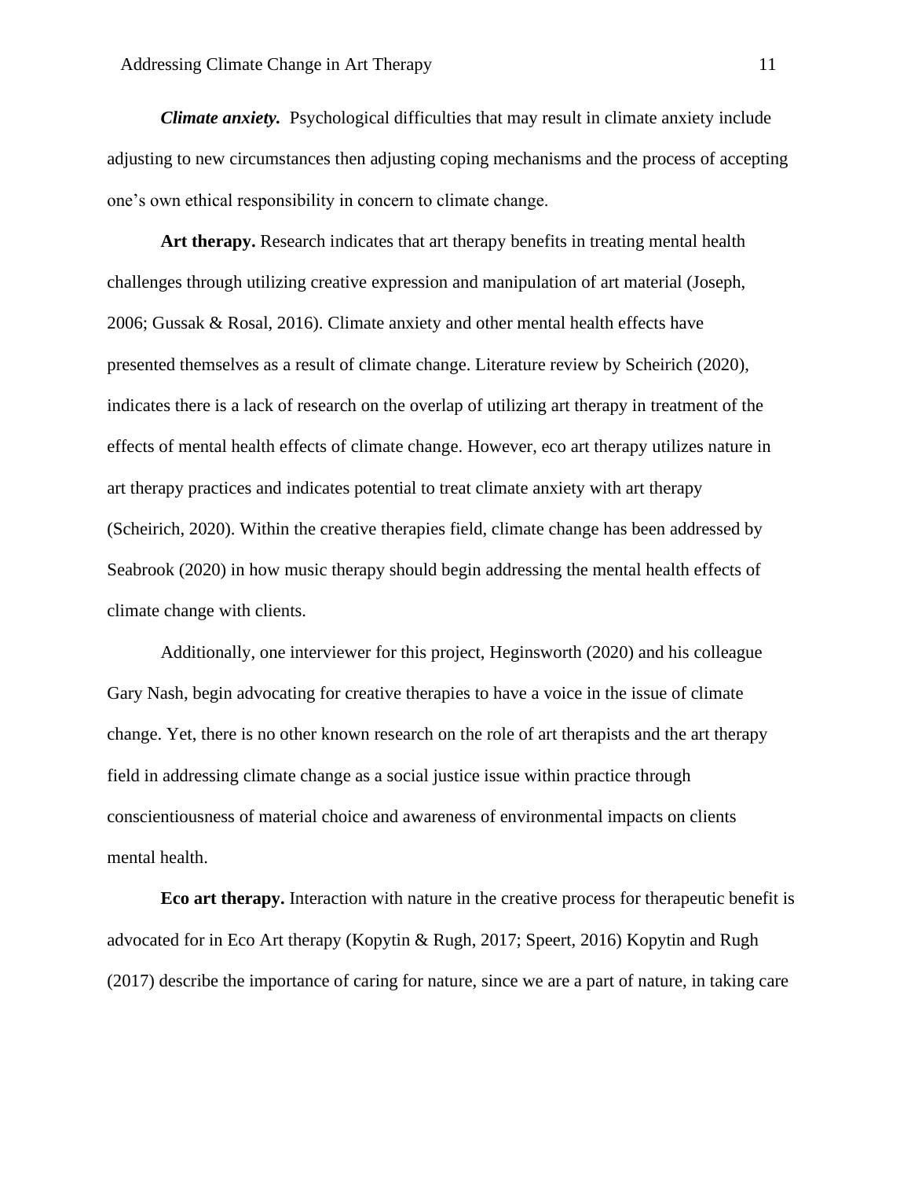***Climate anxiety.*** Psychological difficulties that may result in climate anxiety include adjusting to new circumstances then adjusting coping mechanisms and the process of accepting one's own ethical responsibility in concern to climate change.

**Art therapy.** Research indicates that art therapy benefits in treating mental health challenges through utilizing creative expression and manipulation of art material (Joseph, 2006; Gussak & Rosal, 2016). Climate anxiety and other mental health effects have presented themselves as a result of climate change. Literature review by Scheirich (2020), indicates there is a lack of research on the overlap of utilizing art therapy in treatment of the effects of mental health effects of climate change. However, eco art therapy utilizes nature in art therapy practices and indicates potential to treat climate anxiety with art therapy (Scheirich, 2020). Within the creative therapies field, climate change has been addressed by Seabrook (2020) in how music therapy should begin addressing the mental health effects of climate change with clients.

Additionally, one interviewer for this project, Heginsworth (2020) and his colleague Gary Nash, begin advocating for creative therapies to have a voice in the issue of climate change. Yet, there is no other known research on the role of art therapists and the art therapy field in addressing climate change as a social justice issue within practice through conscientiousness of material choice and awareness of environmental impacts on clients mental health.

**Eco art therapy.** Interaction with nature in the creative process for therapeutic benefit is advocated for in Eco Art therapy (Kopytin & Rugh, 2017; Speert, 2016) Kopytin and Rugh (2017) describe the importance of caring for nature, since we are a part of nature, in taking care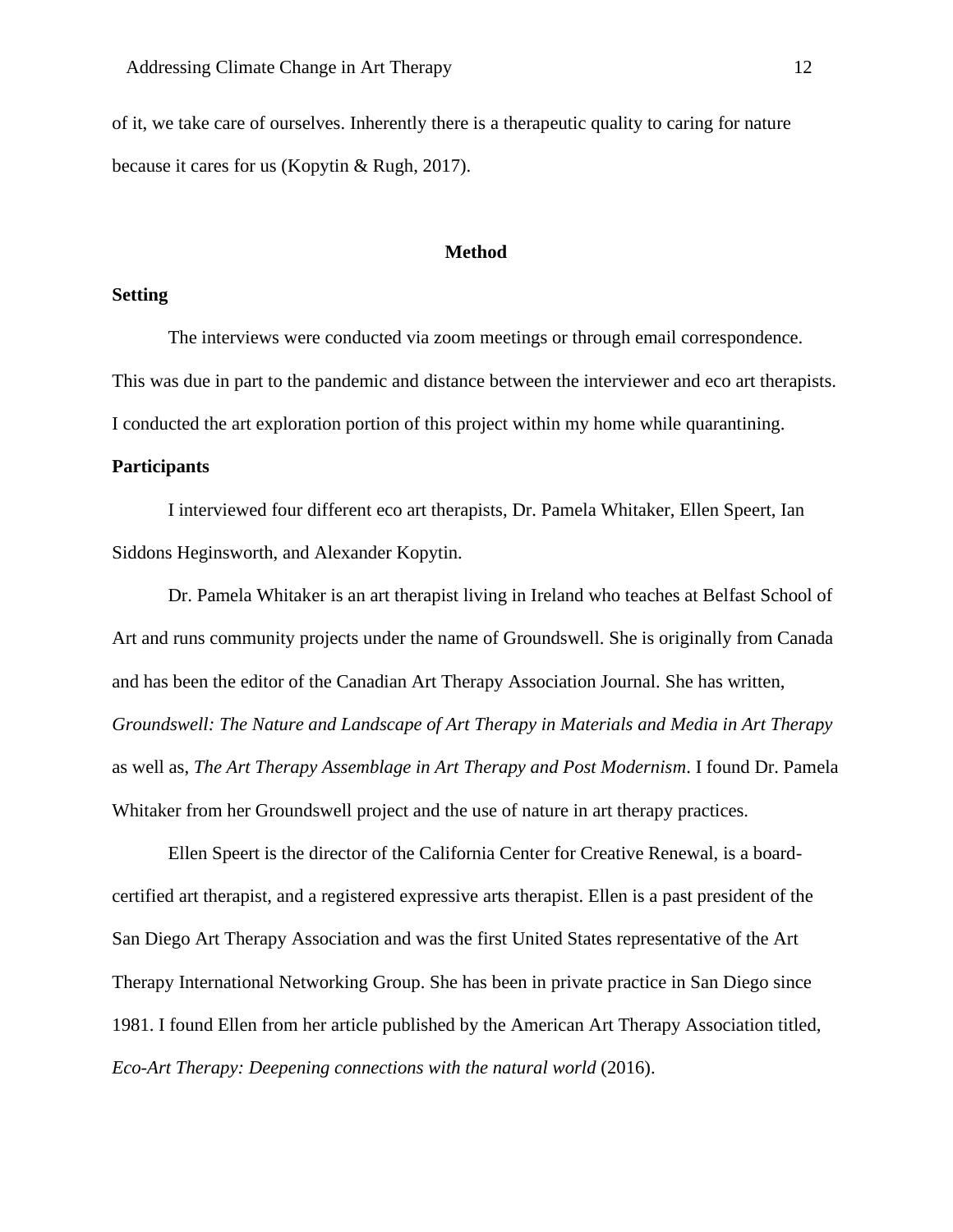of it, we take care of ourselves. Inherently there is a therapeutic quality to caring for nature because it cares for us (Kopytin & Rugh, 2017).

## Method

### Setting

The interviews were conducted via zoom meetings or through email correspondence. This was due in part to the pandemic and distance between the interviewer and eco art therapists. I conducted the art exploration portion of this project within my home while quarantining.

### Participants

I interviewed four different eco art therapists, Dr. Pamela Whitaker, Ellen Speert, Ian Siddons Heginsworth, and Alexander Kopytin.

Dr. Pamela Whitaker is an art therapist living in Ireland who teaches at Belfast School of Art and runs community projects under the name of Groundswell. She is originally from Canada and has been the editor of the Canadian Art Therapy Association Journal. She has written, *Groundswell: The Nature and Landscape of Art Therapy in Materials and Media in Art Therapy* as well as, *The Art Therapy Assemblage in Art Therapy and Post Modernism*. I found Dr. Pamela Whitaker from her Groundswell project and the use of nature in art therapy practices.

Ellen Speert is the director of the California Center for Creative Renewal, is a board-certified art therapist, and a registered expressive arts therapist. Ellen is a past president of the San Diego Art Therapy Association and was the first United States representative of the Art Therapy International Networking Group. She has been in private practice in San Diego since 1981. I found Ellen from her article published by the American Art Therapy Association titled, *Eco-Art Therapy: Deepening connections with the natural world* (2016).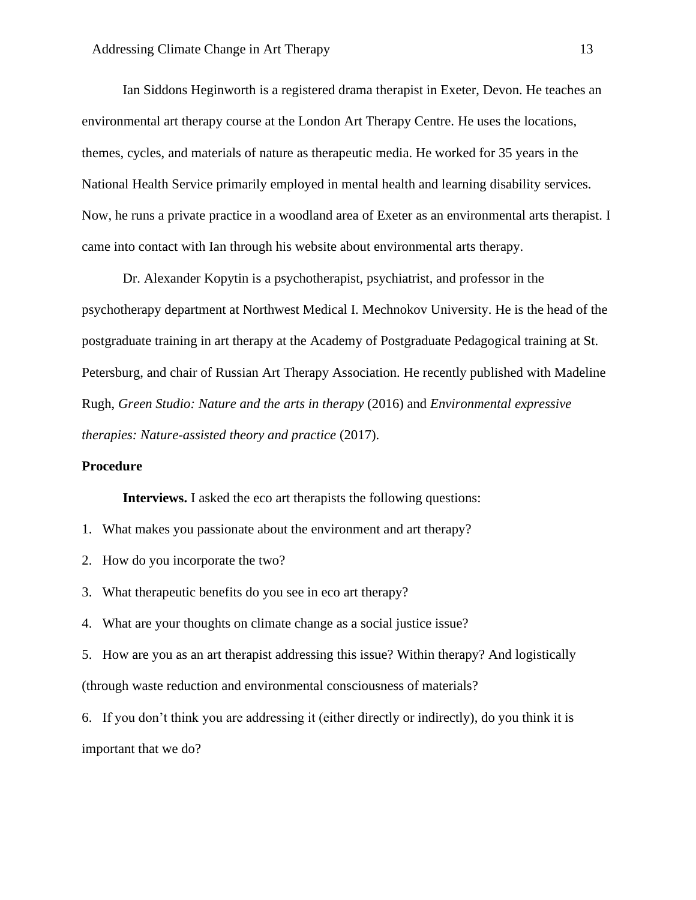Ian Siddons Heginworth is a registered drama therapist in Exeter, Devon. He teaches an environmental art therapy course at the London Art Therapy Centre. He uses the locations, themes, cycles, and materials of nature as therapeutic media. He worked for 35 years in the National Health Service primarily employed in mental health and learning disability services. Now, he runs a private practice in a woodland area of Exeter as an environmental arts therapist. I came into contact with Ian through his website about environmental arts therapy.

Dr. Alexander Kopytin is a psychotherapist, psychiatrist, and professor in the psychotherapy department at Northwest Medical I. Mechnokov University. He is the head of the postgraduate training in art therapy at the Academy of Postgraduate Pedagogical training at St. Petersburg, and chair of Russian Art Therapy Association. He recently published with Madeline Rugh, *Green Studio: Nature and the arts in therapy* (2016) and *Environmental expressive therapies: Nature-assisted theory and practice* (2017).

### Procedure

**Interviews.** I asked the eco art therapists the following questions:

1. What makes you passionate about the environment and art therapy?
2. How do you incorporate the two?
3. What therapeutic benefits do you see in eco art therapy?
4. What are your thoughts on climate change as a social justice issue?
5. How are you as an art therapist addressing this issue? Within therapy? And logistically (through waste reduction and environmental consciousness of materials?
6. If you don't think you are addressing it (either directly or indirectly), do you think it is important that we do?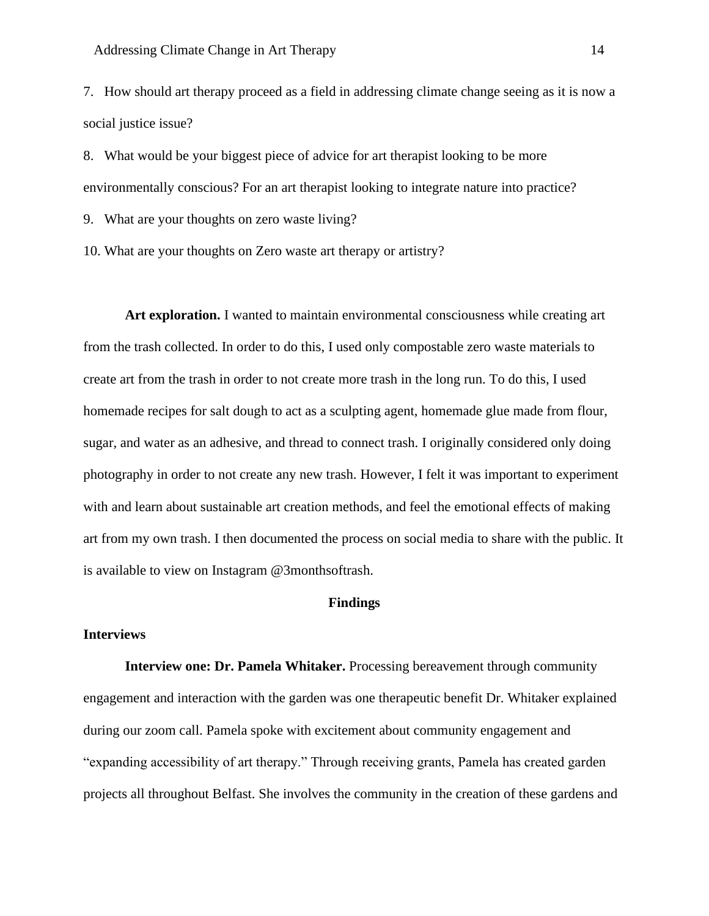7. How should art therapy proceed as a field in addressing climate change seeing as it is now a social justice issue?

8. What would be your biggest piece of advice for art therapist looking to be more environmentally conscious? For an art therapist looking to integrate nature into practice?

9. What are your thoughts on zero waste living?

10. What are your thoughts on Zero waste art therapy or artistry?

**Art exploration.** I wanted to maintain environmental consciousness while creating art from the trash collected. In order to do this, I used only compostable zero waste materials to create art from the trash in order to not create more trash in the long run. To do this, I used homemade recipes for salt dough to act as a sculpting agent, homemade glue made from flour, sugar, and water as an adhesive, and thread to connect trash. I originally considered only doing photography in order to not create any new trash. However, I felt it was important to experiment with and learn about sustainable art creation methods, and feel the emotional effects of making art from my own trash. I then documented the process on social media to share with the public. It is available to view on Instagram @3monthsoftrash.

## Findings

### Interviews

**Interview one: Dr. Pamela Whitaker.** Processing bereavement through community engagement and interaction with the garden was one therapeutic benefit Dr. Whitaker explained during our zoom call. Pamela spoke with excitement about community engagement and "expanding accessibility of art therapy." Through receiving grants, Pamela has created garden projects all throughout Belfast. She involves the community in the creation of these gardens and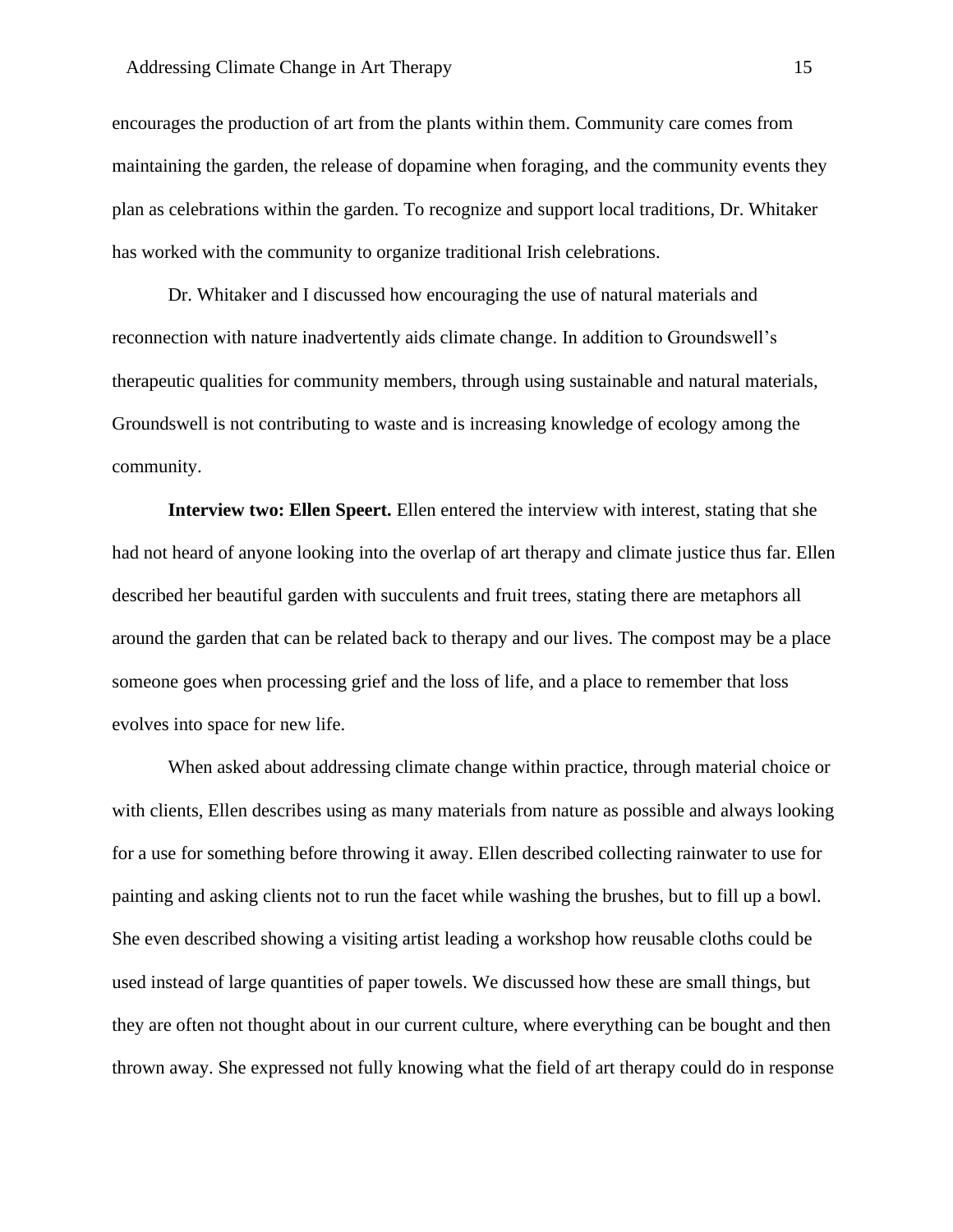encourages the production of art from the plants within them. Community care comes from maintaining the garden, the release of dopamine when foraging, and the community events they plan as celebrations within the garden. To recognize and support local traditions, Dr. Whitaker has worked with the community to organize traditional Irish celebrations.

Dr. Whitaker and I discussed how encouraging the use of natural materials and reconnection with nature inadvertently aids climate change. In addition to Groundswell's therapeutic qualities for community members, through using sustainable and natural materials, Groundswell is not contributing to waste and is increasing knowledge of ecology among the community.

**Interview two: Ellen Speert.** Ellen entered the interview with interest, stating that she had not heard of anyone looking into the overlap of art therapy and climate justice thus far. Ellen described her beautiful garden with succulents and fruit trees, stating there are metaphors all around the garden that can be related back to therapy and our lives. The compost may be a place someone goes when processing grief and the loss of life, and a place to remember that loss evolves into space for new life.

When asked about addressing climate change within practice, through material choice or with clients, Ellen describes using as many materials from nature as possible and always looking for a use for something before throwing it away. Ellen described collecting rainwater to use for painting and asking clients not to run the facet while washing the brushes, but to fill up a bowl. She even described showing a visiting artist leading a workshop how reusable cloths could be used instead of large quantities of paper towels. We discussed how these are small things, but they are often not thought about in our current culture, where everything can be bought and then thrown away. She expressed not fully knowing what the field of art therapy could do in response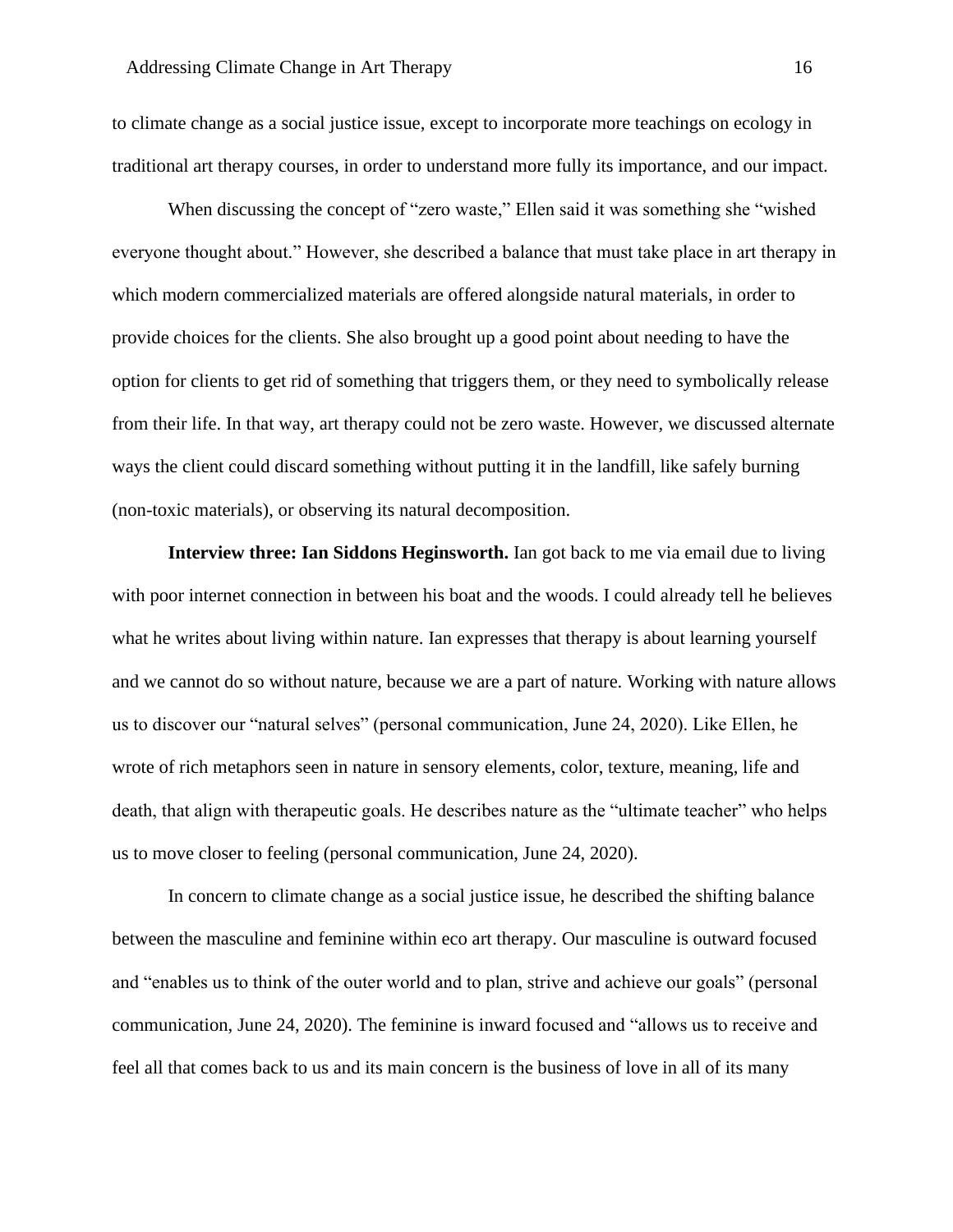to climate change as a social justice issue, except to incorporate more teachings on ecology in traditional art therapy courses, in order to understand more fully its importance, and our impact.

When discussing the concept of "zero waste," Ellen said it was something she "wished everyone thought about." However, she described a balance that must take place in art therapy in which modern commercialized materials are offered alongside natural materials, in order to provide choices for the clients. She also brought up a good point about needing to have the option for clients to get rid of something that triggers them, or they need to symbolically release from their life. In that way, art therapy could not be zero waste. However, we discussed alternate ways the client could discard something without putting it in the landfill, like safely burning (non-toxic materials), or observing its natural decomposition.

**Interview three: Ian Siddons Heginsworth.** Ian got back to me via email due to living with poor internet connection in between his boat and the woods. I could already tell he believes what he writes about living within nature. Ian expresses that therapy is about learning yourself and we cannot do so without nature, because we are a part of nature. Working with nature allows us to discover our "natural selves" (personal communication, June 24, 2020). Like Ellen, he wrote of rich metaphors seen in nature in sensory elements, color, texture, meaning, life and death, that align with therapeutic goals. He describes nature as the "ultimate teacher" who helps us to move closer to feeling (personal communication, June 24, 2020).

In concern to climate change as a social justice issue, he described the shifting balance between the masculine and feminine within eco art therapy. Our masculine is outward focused and "enables us to think of the outer world and to plan, strive and achieve our goals" (personal communication, June 24, 2020). The feminine is inward focused and "allows us to receive and feel all that comes back to us and its main concern is the business of love in all of its many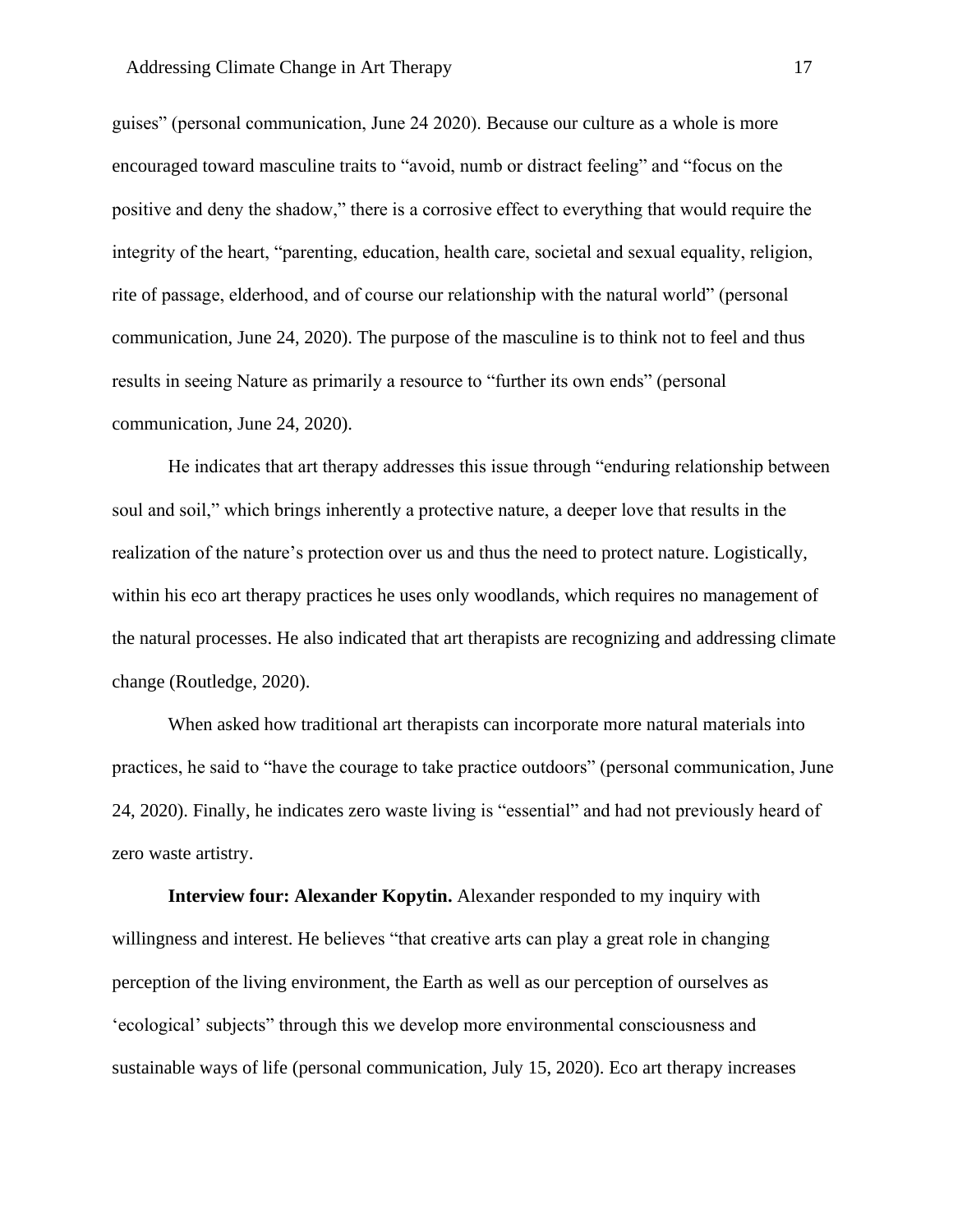guises" (personal communication, June 24 2020). Because our culture as a whole is more encouraged toward masculine traits to "avoid, numb or distract feeling" and "focus on the positive and deny the shadow," there is a corrosive effect to everything that would require the integrity of the heart, "parenting, education, health care, societal and sexual equality, religion, rite of passage, elderhood, and of course our relationship with the natural world" (personal communication, June 24, 2020). The purpose of the masculine is to think not to feel and thus results in seeing Nature as primarily a resource to "further its own ends" (personal communication, June 24, 2020).

He indicates that art therapy addresses this issue through "enduring relationship between soul and soil," which brings inherently a protective nature, a deeper love that results in the realization of the nature's protection over us and thus the need to protect nature. Logistically, within his eco art therapy practices he uses only woodlands, which requires no management of the natural processes. He also indicated that art therapists are recognizing and addressing climate change (Routledge, 2020).

When asked how traditional art therapists can incorporate more natural materials into practices, he said to "have the courage to take practice outdoors" (personal communication, June 24, 2020). Finally, he indicates zero waste living is "essential" and had not previously heard of zero waste artistry.

**Interview four: Alexander Kopytin.** Alexander responded to my inquiry with willingness and interest. He believes "that creative arts can play a great role in changing perception of the living environment, the Earth as well as our perception of ourselves as 'ecological' subjects" through this we develop more environmental consciousness and sustainable ways of life (personal communication, July 15, 2020). Eco art therapy increases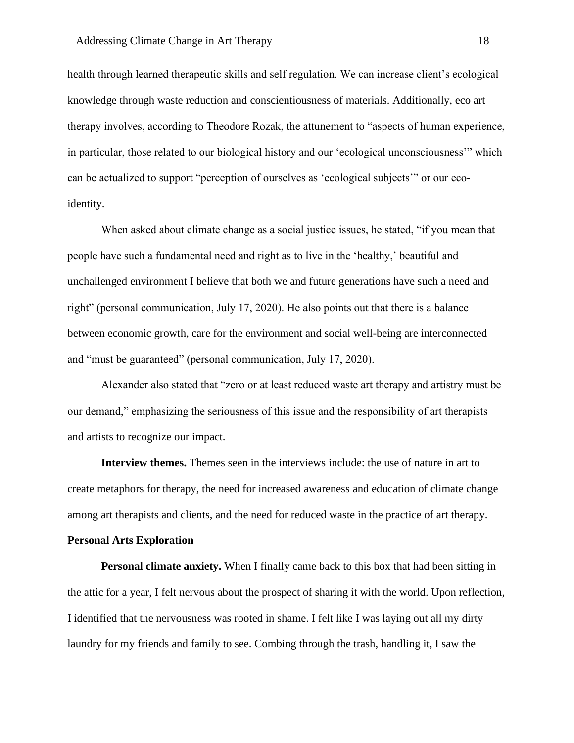health through learned therapeutic skills and self regulation. We can increase client's ecological knowledge through waste reduction and conscientiousness of materials. Additionally, eco art therapy involves, according to Theodore Rozak, the attunement to "aspects of human experience, in particular, those related to our biological history and our 'ecological unconsciousness'" which can be actualized to support "perception of ourselves as 'ecological subjects'" or our eco-identity.

When asked about climate change as a social justice issues, he stated, "if you mean that people have such a fundamental need and right as to live in the 'healthy,' beautiful and unchallenged environment I believe that both we and future generations have such a need and right" (personal communication, July 17, 2020). He also points out that there is a balance between economic growth, care for the environment and social well-being are interconnected and "must be guaranteed" (personal communication, July 17, 2020).

Alexander also stated that "zero or at least reduced waste art therapy and artistry must be our demand," emphasizing the seriousness of this issue and the responsibility of art therapists and artists to recognize our impact.

**Interview themes.** Themes seen in the interviews include: the use of nature in art to create metaphors for therapy, the need for increased awareness and education of climate change among art therapists and clients, and the need for reduced waste in the practice of art therapy.

**Personal Arts Exploration**

**Personal climate anxiety.** When I finally came back to this box that had been sitting in the attic for a year, I felt nervous about the prospect of sharing it with the world. Upon reflection, I identified that the nervousness was rooted in shame. I felt like I was laying out all my dirty laundry for my friends and family to see. Combing through the trash, handling it, I saw the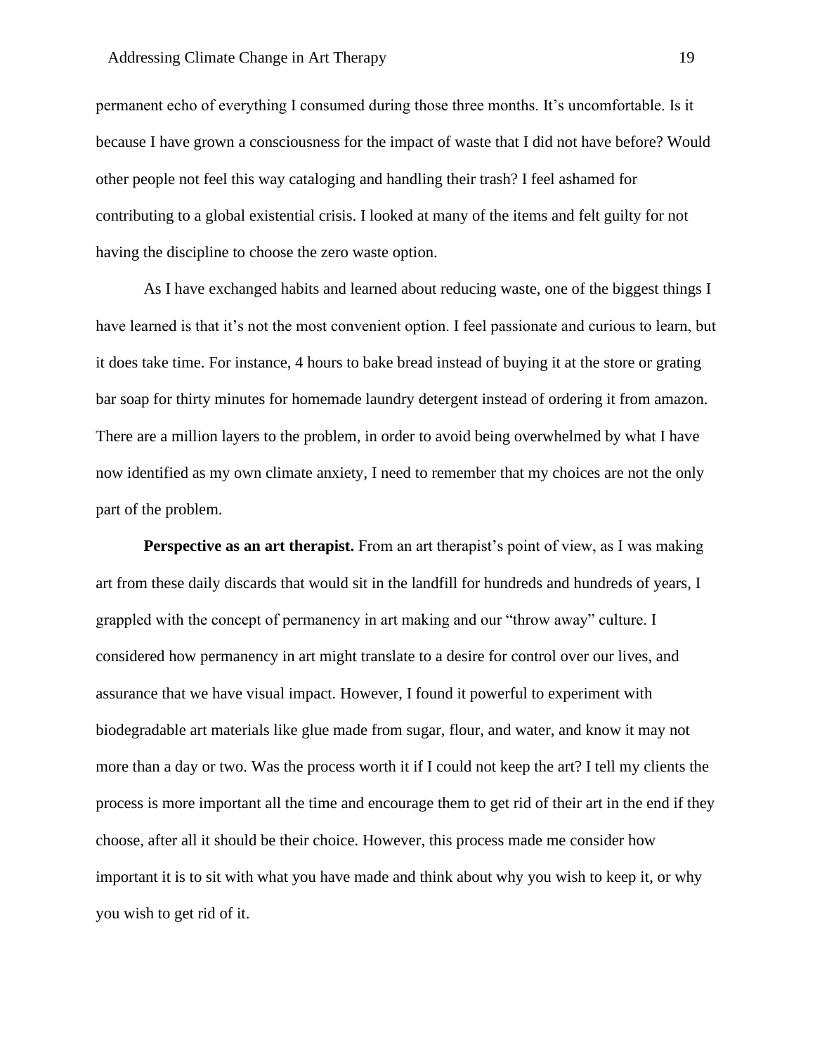permanent echo of everything I consumed during those three months. It's uncomfortable. Is it because I have grown a consciousness for the impact of waste that I did not have before? Would other people not feel this way cataloging and handling their trash? I feel ashamed for contributing to a global existential crisis. I looked at many of the items and felt guilty for not having the discipline to choose the zero waste option.

As I have exchanged habits and learned about reducing waste, one of the biggest things I have learned is that it's not the most convenient option. I feel passionate and curious to learn, but it does take time. For instance, 4 hours to bake bread instead of buying it at the store or grating bar soap for thirty minutes for homemade laundry detergent instead of ordering it from amazon. There are a million layers to the problem, in order to avoid being overwhelmed by what I have now identified as my own climate anxiety, I need to remember that my choices are not the only part of the problem.

**Perspective as an art therapist.** From an art therapist's point of view, as I was making art from these daily discards that would sit in the landfill for hundreds and hundreds of years, I grappled with the concept of permanency in art making and our "throw away" culture. I considered how permanency in art might translate to a desire for control over our lives, and assurance that we have visual impact. However, I found it powerful to experiment with biodegradable art materials like glue made from sugar, flour, and water, and know it may not more than a day or two. Was the process worth it if I could not keep the art? I tell my clients the process is more important all the time and encourage them to get rid of their art in the end if they choose, after all it should be their choice. However, this process made me consider how important it is to sit with what you have made and think about why you wish to keep it, or why you wish to get rid of it.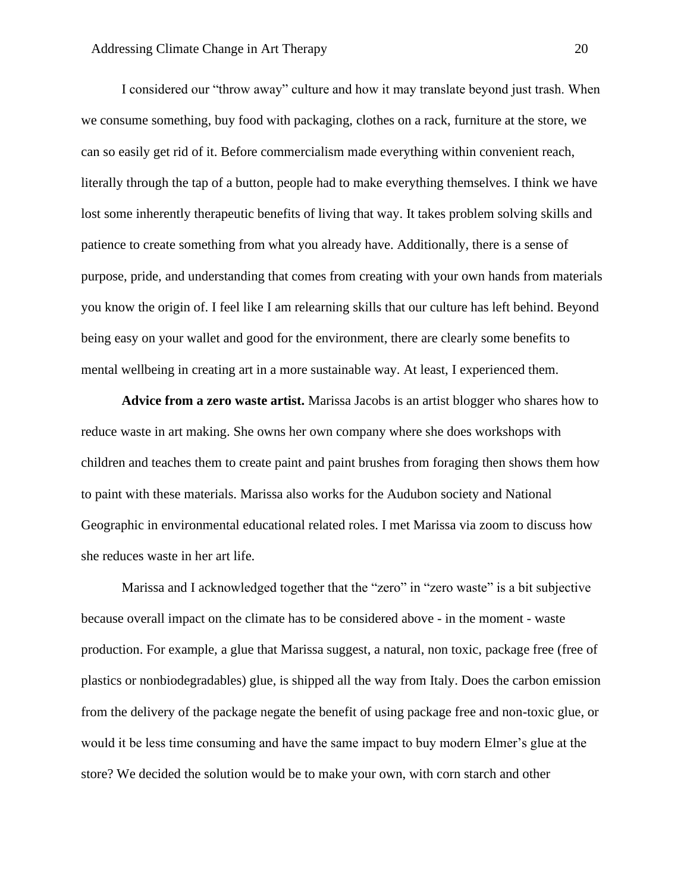I considered our "throw away" culture and how it may translate beyond just trash. When we consume something, buy food with packaging, clothes on a rack, furniture at the store, we can so easily get rid of it. Before commercialism made everything within convenient reach, literally through the tap of a button, people had to make everything themselves. I think we have lost some inherently therapeutic benefits of living that way. It takes problem solving skills and patience to create something from what you already have. Additionally, there is a sense of purpose, pride, and understanding that comes from creating with your own hands from materials you know the origin of. I feel like I am relearning skills that our culture has left behind. Beyond being easy on your wallet and good for the environment, there are clearly some benefits to mental wellbeing in creating art in a more sustainable way. At least, I experienced them.

**Advice from a zero waste artist.** Marissa Jacobs is an artist blogger who shares how to reduce waste in art making. She owns her own company where she does workshops with children and teaches them to create paint and paint brushes from foraging then shows them how to paint with these materials. Marissa also works for the Audubon society and National Geographic in environmental educational related roles. I met Marissa via zoom to discuss how she reduces waste in her art life.

Marissa and I acknowledged together that the "zero" in "zero waste" is a bit subjective because overall impact on the climate has to be considered above - in the moment - waste production. For example, a glue that Marissa suggest, a natural, non toxic, package free (free of plastics or nonbiodegradables) glue, is shipped all the way from Italy. Does the carbon emission from the delivery of the package negate the benefit of using package free and non-toxic glue, or would it be less time consuming and have the same impact to buy modern Elmer's glue at the store? We decided the solution would be to make your own, with corn starch and other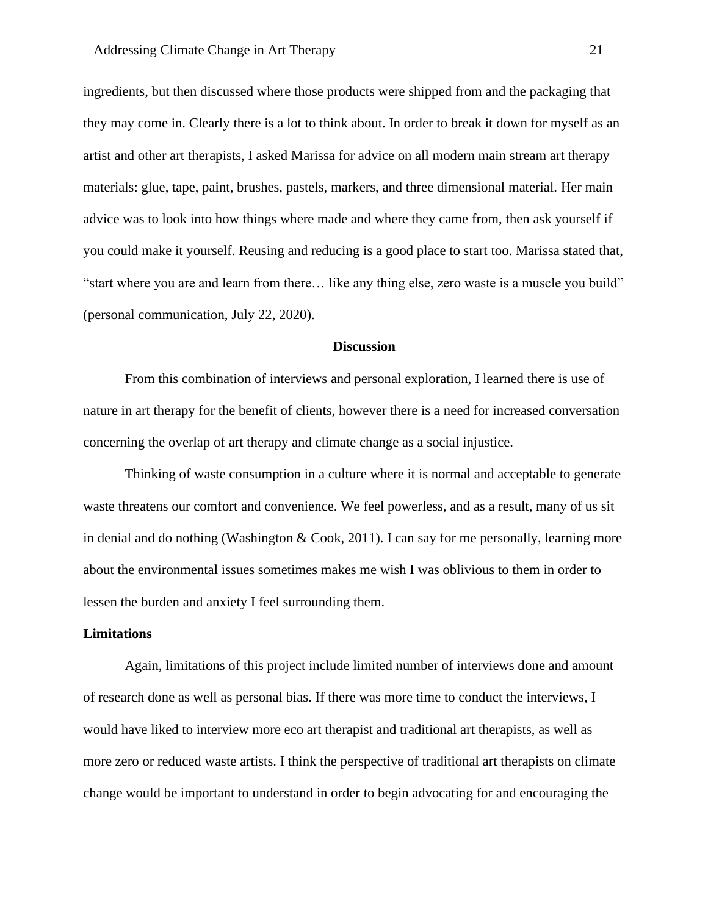ingredients, but then discussed where those products were shipped from and the packaging that they may come in. Clearly there is a lot to think about. In order to break it down for myself as an artist and other art therapists, I asked Marissa for advice on all modern main stream art therapy materials: glue, tape, paint, brushes, pastels, markers, and three dimensional material. Her main advice was to look into how things where made and where they came from, then ask yourself if you could make it yourself. Reusing and reducing is a good place to start too. Marissa stated that, "start where you are and learn from there… like any thing else, zero waste is a muscle you build" (personal communication, July 22, 2020).

## Discussion

From this combination of interviews and personal exploration, I learned there is use of nature in art therapy for the benefit of clients, however there is a need for increased conversation concerning the overlap of art therapy and climate change as a social injustice.

Thinking of waste consumption in a culture where it is normal and acceptable to generate waste threatens our comfort and convenience. We feel powerless, and as a result, many of us sit in denial and do nothing (Washington & Cook, 2011). I can say for me personally, learning more about the environmental issues sometimes makes me wish I was oblivious to them in order to lessen the burden and anxiety I feel surrounding them.

### Limitations

Again, limitations of this project include limited number of interviews done and amount of research done as well as personal bias. If there was more time to conduct the interviews, I would have liked to interview more eco art therapist and traditional art therapists, as well as more zero or reduced waste artists. I think the perspective of traditional art therapists on climate change would be important to understand in order to begin advocating for and encouraging the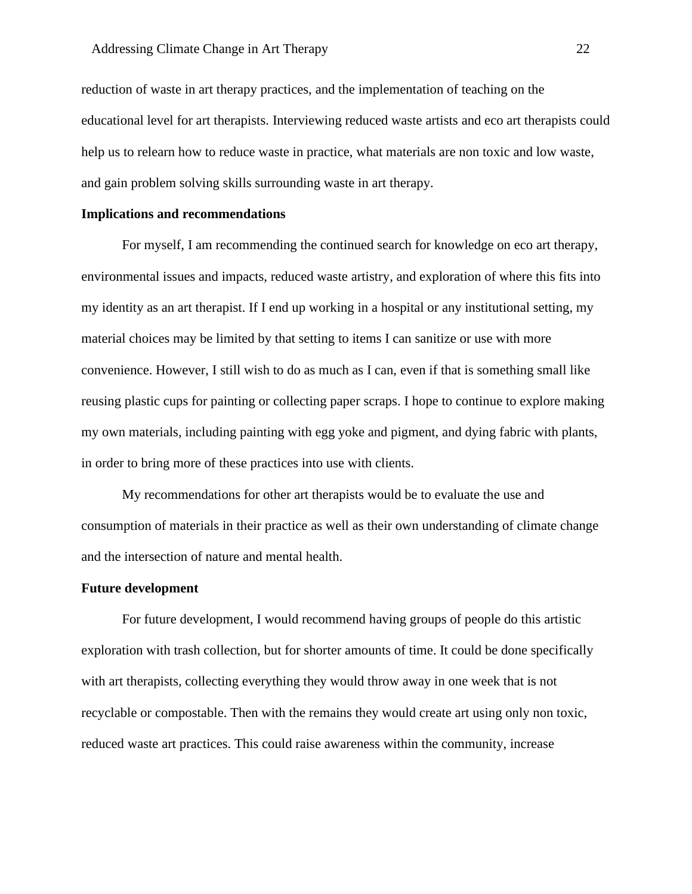reduction of waste in art therapy practices, and the implementation of teaching on the educational level for art therapists. Interviewing reduced waste artists and eco art therapists could help us to relearn how to reduce waste in practice, what materials are non toxic and low waste, and gain problem solving skills surrounding waste in art therapy.

**Implications and recommendations**

For myself, I am recommending the continued search for knowledge on eco art therapy, environmental issues and impacts, reduced waste artistry, and exploration of where this fits into my identity as an art therapist. If I end up working in a hospital or any institutional setting, my material choices may be limited by that setting to items I can sanitize or use with more convenience. However, I still wish to do as much as I can, even if that is something small like reusing plastic cups for painting or collecting paper scraps. I hope to continue to explore making my own materials, including painting with egg yoke and pigment, and dying fabric with plants, in order to bring more of these practices into use with clients.

My recommendations for other art therapists would be to evaluate the use and consumption of materials in their practice as well as their own understanding of climate change and the intersection of nature and mental health.

**Future development**

For future development, I would recommend having groups of people do this artistic exploration with trash collection, but for shorter amounts of time. It could be done specifically with art therapists, collecting everything they would throw away in one week that is not recyclable or compostable. Then with the remains they would create art using only non toxic, reduced waste art practices. This could raise awareness within the community, increase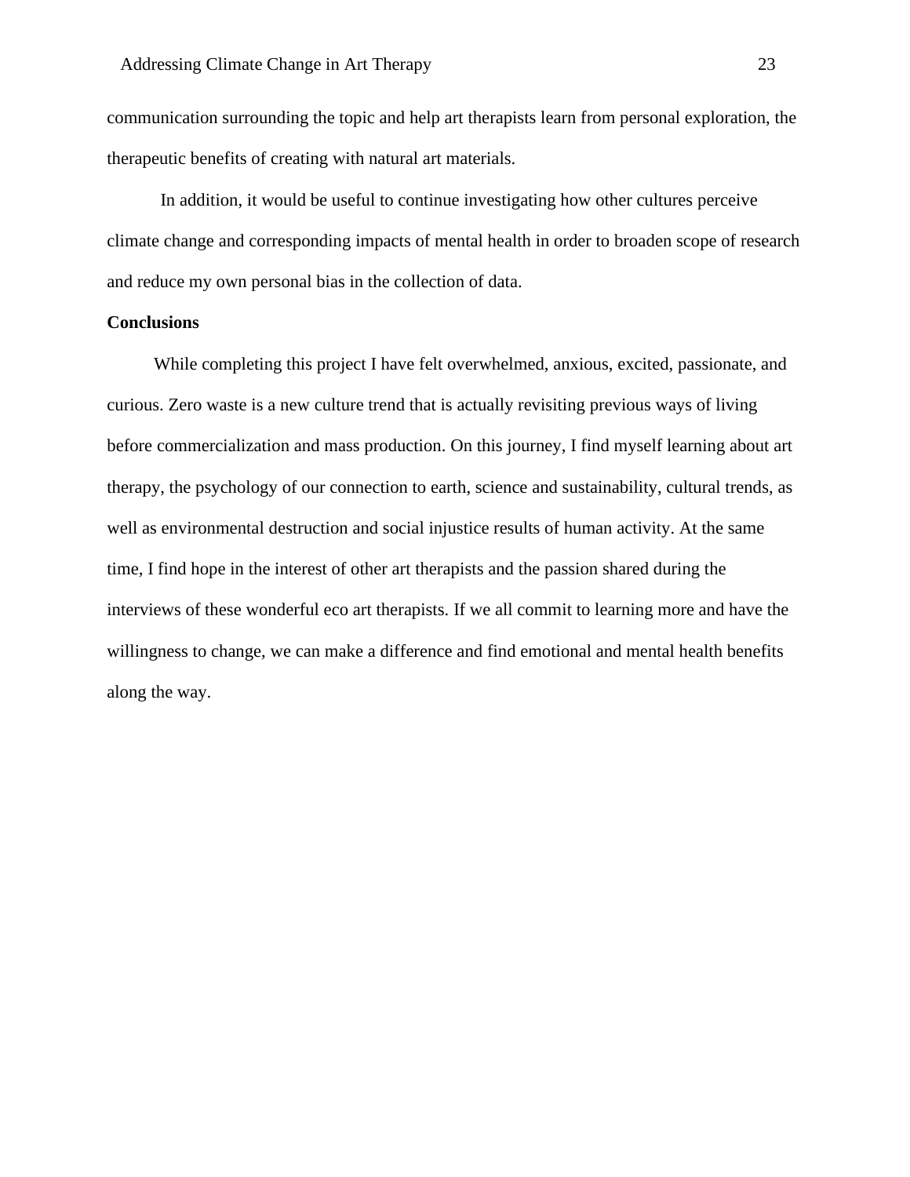communication surrounding the topic and help art therapists learn from personal exploration, the therapeutic benefits of creating with natural art materials.

In addition, it would be useful to continue investigating how other cultures perceive climate change and corresponding impacts of mental health in order to broaden scope of research and reduce my own personal bias in the collection of data.

**Conclusions**

While completing this project I have felt overwhelmed, anxious, excited, passionate, and curious. Zero waste is a new culture trend that is actually revisiting previous ways of living before commercialization and mass production. On this journey, I find myself learning about art therapy, the psychology of our connection to earth, science and sustainability, cultural trends, as well as environmental destruction and social injustice results of human activity. At the same time, I find hope in the interest of other art therapists and the passion shared during the interviews of these wonderful eco art therapists. If we all commit to learning more and have the willingness to change, we can make a difference and find emotional and mental health benefits along the way.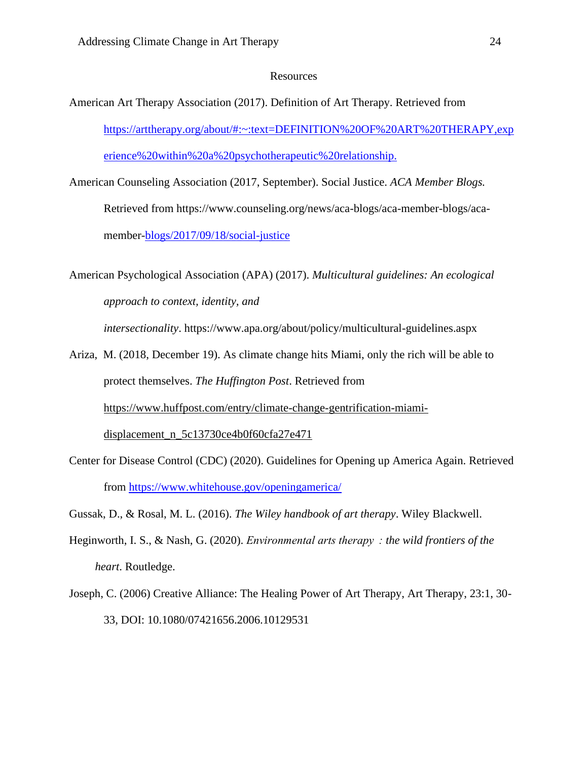## Resources

American Art Therapy Association (2017). Definition of Art Therapy. Retrieved from https://arttherapy.org/about/#:~:text=DEFINITION%20OF%20ART%20THERAPY,experience%20within%20a%20psychotherapeutic%20relationship.

American Counseling Association (2017, September). Social Justice. *ACA Member Blogs.* Retrieved from https://www.counseling.org/news/aca-blogs/aca-member-blogs/aca-member-blogs/2017/09/18/social-justice

American Psychological Association (APA) (2017). *Multicultural guidelines: An ecological approach to context, identity, and intersectionality*. https://www.apa.org/about/policy/multicultural-guidelines.aspx

Ariza, M. (2018, December 19). As climate change hits Miami, only the rich will be able to protect themselves. *The Huffington Post*. Retrieved from https://www.huffpost.com/entry/climate-change-gentrification-miami-displacement_n_5c13730ce4b0f60cfa27e471

Center for Disease Control (CDC) (2020). Guidelines for Opening up America Again. Retrieved from https://www.whitehouse.gov/openingamerica/

Gussak, D., & Rosal, M. L. (2016). *The Wiley handbook of art therapy*. Wiley Blackwell.

Heginworth, I. S., & Nash, G. (2020). *Environmental arts therapy : the wild frontiers of the heart*. Routledge.

Joseph, C. (2006) Creative Alliance: The Healing Power of Art Therapy, Art Therapy, 23:1, 30-33, DOI: 10.1080/07421656.2006.10129531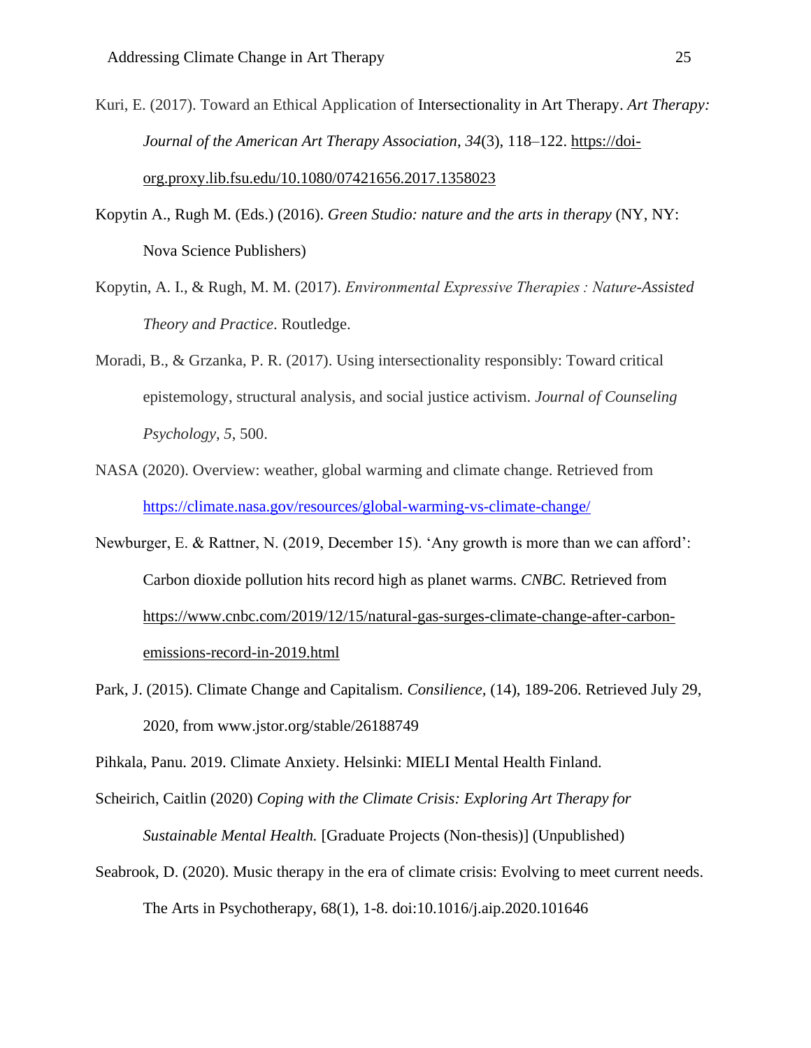Kuri, E. (2017). Toward an Ethical Application of Intersectionality in Art Therapy. *Art Therapy: Journal of the American Art Therapy Association*, *34*(3), 118–122. https://doi-org.proxy.lib.fsu.edu/10.1080/07421656.2017.1358023

Kopytin A., Rugh M. (Eds.) (2016). *Green Studio: nature and the arts in therapy* (NY, NY: Nova Science Publishers)

Kopytin, A. I., & Rugh, M. M. (2017). *Environmental Expressive Therapies : Nature-Assisted Theory and Practice*. Routledge.

Moradi, B., & Grzanka, P. R. (2017). Using intersectionality responsibly: Toward critical epistemology, structural analysis, and social justice activism. *Journal of Counseling Psychology*, *5*, 500.

NASA (2020). Overview: weather, global warming and climate change. Retrieved from https://climate.nasa.gov/resources/global-warming-vs-climate-change/

Newburger, E. & Rattner, N. (2019, December 15). 'Any growth is more than we can afford': Carbon dioxide pollution hits record high as planet warms. *CNBC.* Retrieved from https://www.cnbc.com/2019/12/15/natural-gas-surges-climate-change-after-carbon-emissions-record-in-2019.html

Park, J. (2015). Climate Change and Capitalism. *Consilience*, (14), 189-206. Retrieved July 29, 2020, from www.jstor.org/stable/26188749

Pihkala, Panu. 2019. Climate Anxiety. Helsinki: MIELI Mental Health Finland.

Scheirich, Caitlin (2020) *Coping with the Climate Crisis: Exploring Art Therapy for Sustainable Mental Health.* [Graduate Projects (Non-thesis)] (Unpublished)

Seabrook, D. (2020). Music therapy in the era of climate crisis: Evolving to meet current needs. The Arts in Psychotherapy, 68(1), 1-8. doi:10.1016/j.aip.2020.101646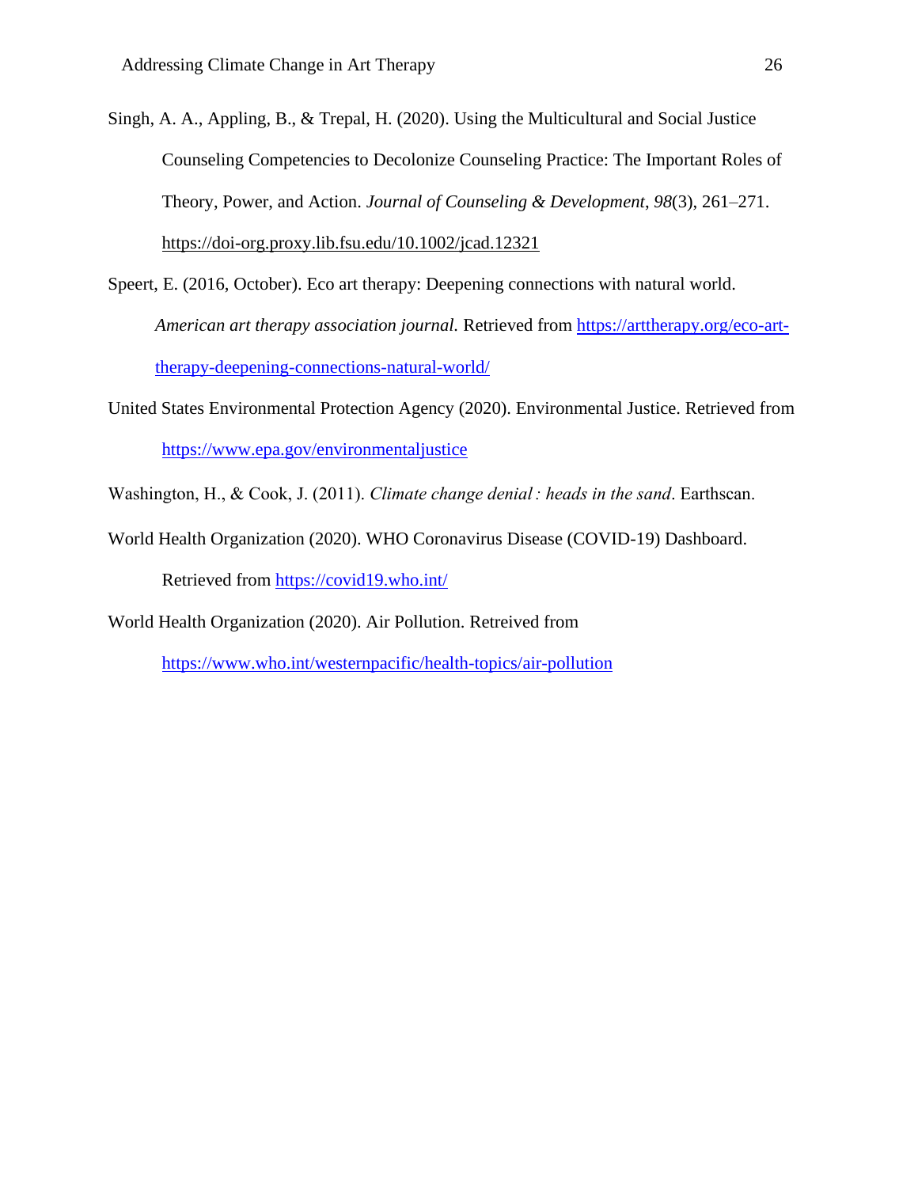Singh, A. A., Appling, B., & Trepal, H. (2020). Using the Multicultural and Social Justice Counseling Competencies to Decolonize Counseling Practice: The Important Roles of Theory, Power, and Action. *Journal of Counseling & Development*, *98*(3), 261–271. https://doi-org.proxy.lib.fsu.edu/10.1002/jcad.12321

Speert, E. (2016, October). Eco art therapy: Deepening connections with natural world. *American art therapy association journal.* Retrieved from https://arttherapy.org/eco-art-therapy-deepening-connections-natural-world/

United States Environmental Protection Agency (2020). Environmental Justice. Retrieved from https://www.epa.gov/environmentaljustice

Washington, H., & Cook, J. (2011). *Climate change denial : heads in the sand*. Earthscan.

World Health Organization (2020). WHO Coronavirus Disease (COVID-19) Dashboard. Retrieved from https://covid19.who.int/

World Health Organization (2020). Air Pollution. Retreived from https://www.who.int/westernpacific/health-topics/air-pollution